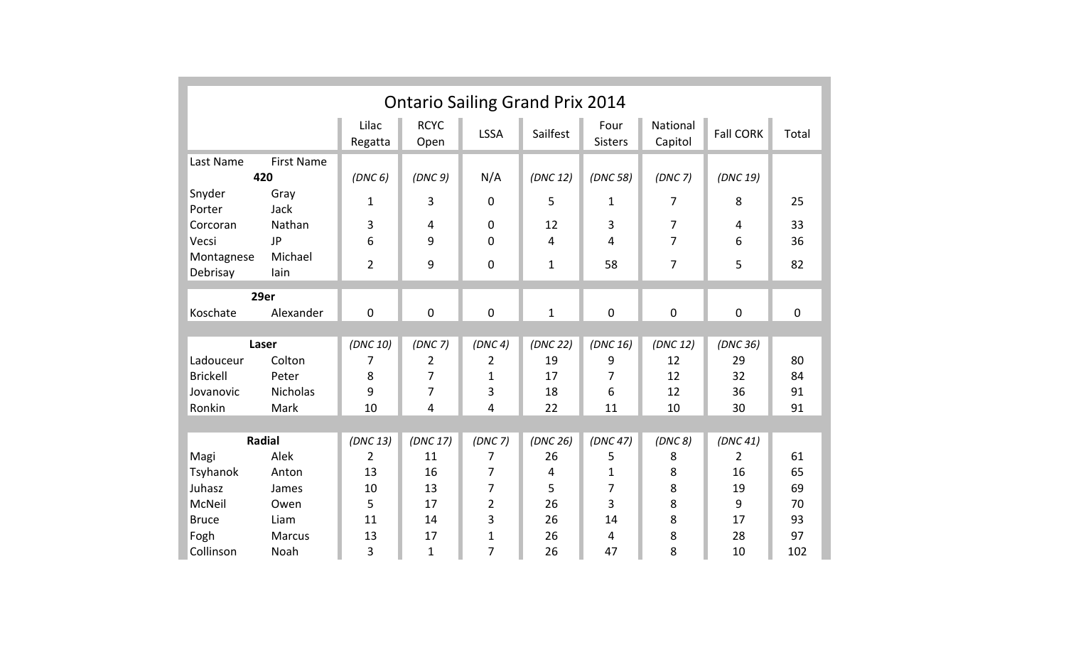# Ontario Sailing Grand Prix 2014

| Last Name | First Name | Lilac Regatta | RCYC Open | LSSA | Sailfest | Four Sisters | National Capitol | Fall CORK | Total |
|---|---|---|---|---|---|---|---|---|---|
| **420** | | *(DNC 6)* | *(DNC 9)* | N/A | *(DNC 12)* | *(DNC 58)* | *(DNC 7)* | *(DNC 19)* | |
| Snyder<br>Porter | Gray<br>Jack | 1 | 3 | 0 | 5 | 1 | 7 | 8 | 25 |
| Corcoran | Nathan | 3 | 4 | 0 | 12 | 3 | 7 | 4 | 33 |
| Vecsi | JP | 6 | 9 | 0 | 4 | 4 | 7 | 6 | 36 |
| Montagnese<br>Debrisay | Michael<br>Iain | 2 | 9 | 0 | 1 | 58 | 7 | 5 | 82 |
| **29er** | | | | | | | | | |
| Koschate | Alexander | 0 | 0 | 0 | 1 | 0 | 0 | 0 | 0 |
| **Laser** | | *(DNC 10)* | *(DNC 7)* | *(DNC 4)* | *(DNC 22)* | *(DNC 16)* | *(DNC 12)* | *(DNC 36)* | |
| Ladouceur | Colton | 7 | 2 | 2 | 19 | 9 | 12 | 29 | 80 |
| Brickell | Peter | 8 | 7 | 1 | 17 | 7 | 12 | 32 | 84 |
| Jovanovic | Nicholas | 9 | 7 | 3 | 18 | 6 | 12 | 36 | 91 |
| Ronkin | Mark | 10 | 4 | 4 | 22 | 11 | 10 | 30 | 91 |
| **Radial** | | *(DNC 13)* | *(DNC 17)* | *(DNC 7)* | *(DNC 26)* | *(DNC 47)* | *(DNC 8)* | *(DNC 41)* | |
| Magi | Alek | 2 | 11 | 7 | 26 | 5 | 8 | 2 | 61 |
| Tsyhanok | Anton | 13 | 16 | 7 | 4 | 1 | 8 | 16 | 65 |
| Juhasz | James | 10 | 13 | 7 | 5 | 7 | 8 | 19 | 69 |
| McNeil | Owen | 5 | 17 | 2 | 26 | 3 | 8 | 9 | 70 |
| Bruce | Liam | 11 | 14 | 3 | 26 | 14 | 8 | 17 | 93 |
| Fogh | Marcus | 13 | 17 | 1 | 26 | 4 | 8 | 28 | 97 |
| Collinson | Noah | 3 | 1 | 7 | 26 | 47 | 8 | 10 | 102 |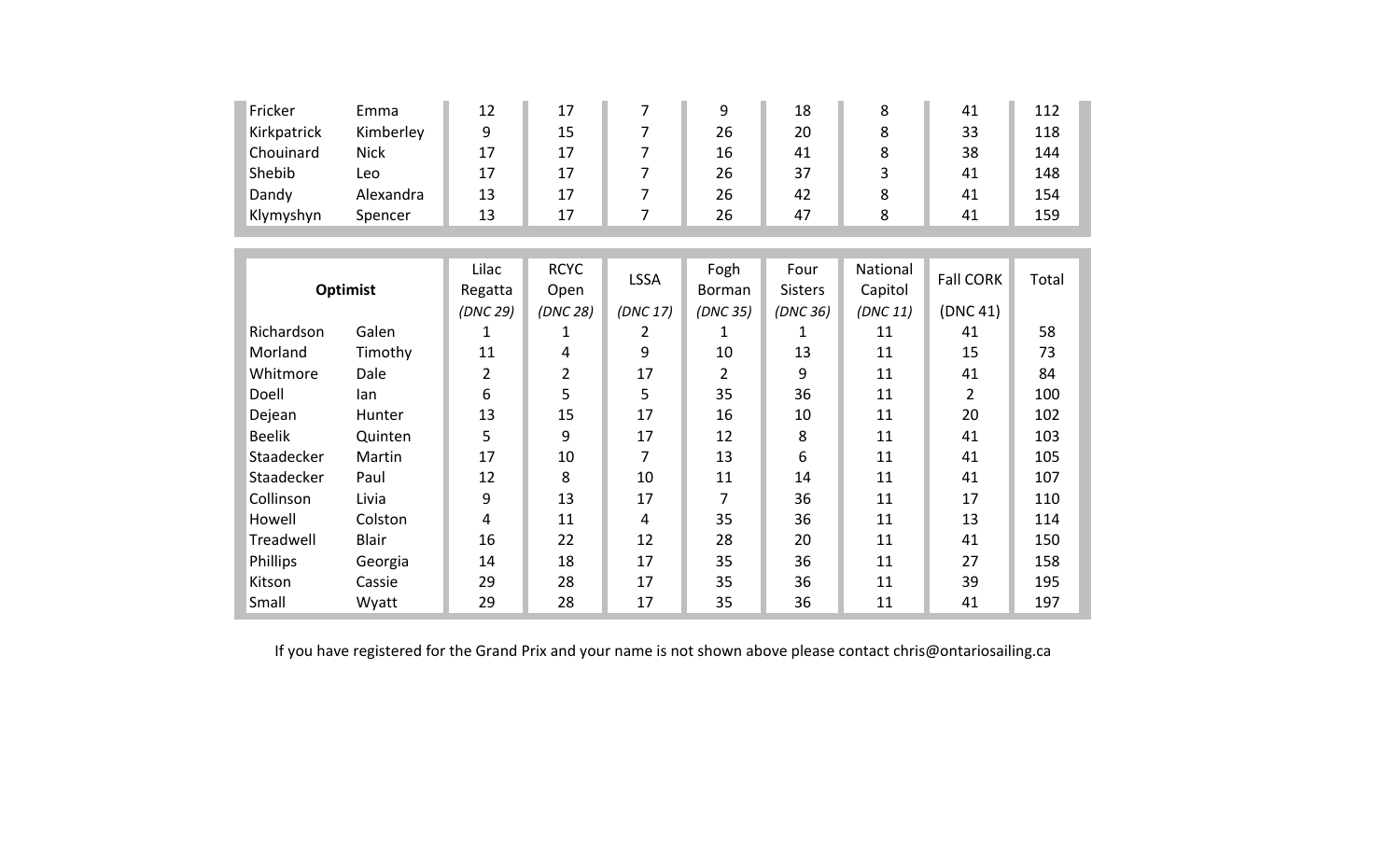| | | | | | | | | | |
|---|---|---|---|---|---|---|---|---|---|
| Fricker | Emma | 12 | 17 | 7 | 9 | 18 | 8 | 41 | 112 |
| Kirkpatrick | Kimberley | 9 | 15 | 7 | 26 | 20 | 8 | 33 | 118 |
| Chouinard | Nick | 17 | 17 | 7 | 16 | 41 | 8 | 38 | 144 |
| Shebib | Leo | 17 | 17 | 7 | 26 | 37 | 3 | 41 | 148 |
| Dandy | Alexandra | 13 | 17 | 7 | 26 | 42 | 8 | 41 | 154 |
| Klymyshyn | Spencer | 13 | 17 | 7 | 26 | 47 | 8 | 41 | 159 |

| **Optimist** | | Lilac Regatta *(DNC 29)* | RCYC Open *(DNC 28)* | LSSA *(DNC 17)* | Fogh Borman *(DNC 35)* | Four Sisters *(DNC 36)* | National Capitol *(DNC 11)* | Fall CORK (DNC 41) | Total |
|---|---|---|---|---|---|---|---|---|---|
| Richardson | Galen | 1 | 1 | 2 | 1 | 1 | 11 | 41 | 58 |
| Morland | Timothy | 11 | 4 | 9 | 10 | 13 | 11 | 15 | 73 |
| Whitmore | Dale | 2 | 2 | 17 | 2 | 9 | 11 | 41 | 84 |
| Doell | Ian | 6 | 5 | 5 | 35 | 36 | 11 | 2 | 100 |
| Dejean | Hunter | 13 | 15 | 17 | 16 | 10 | 11 | 20 | 102 |
| Beelik | Quinten | 5 | 9 | 17 | 12 | 8 | 11 | 41 | 103 |
| Staadecker | Martin | 17 | 10 | 7 | 13 | 6 | 11 | 41 | 105 |
| Staadecker | Paul | 12 | 8 | 10 | 11 | 14 | 11 | 41 | 107 |
| Collinson | Livia | 9 | 13 | 17 | 7 | 36 | 11 | 17 | 110 |
| Howell | Colston | 4 | 11 | 4 | 35 | 36 | 11 | 13 | 114 |
| Treadwell | Blair | 16 | 22 | 12 | 28 | 20 | 11 | 41 | 150 |
| Phillips | Georgia | 14 | 18 | 17 | 35 | 36 | 11 | 27 | 158 |
| Kitson | Cassie | 29 | 28 | 17 | 35 | 36 | 11 | 39 | 195 |
| Small | Wyatt | 29 | 28 | 17 | 35 | 36 | 11 | 41 | 197 |

If you have registered for the Grand Prix and your name is not shown above please contact chris@ontariosailing.ca